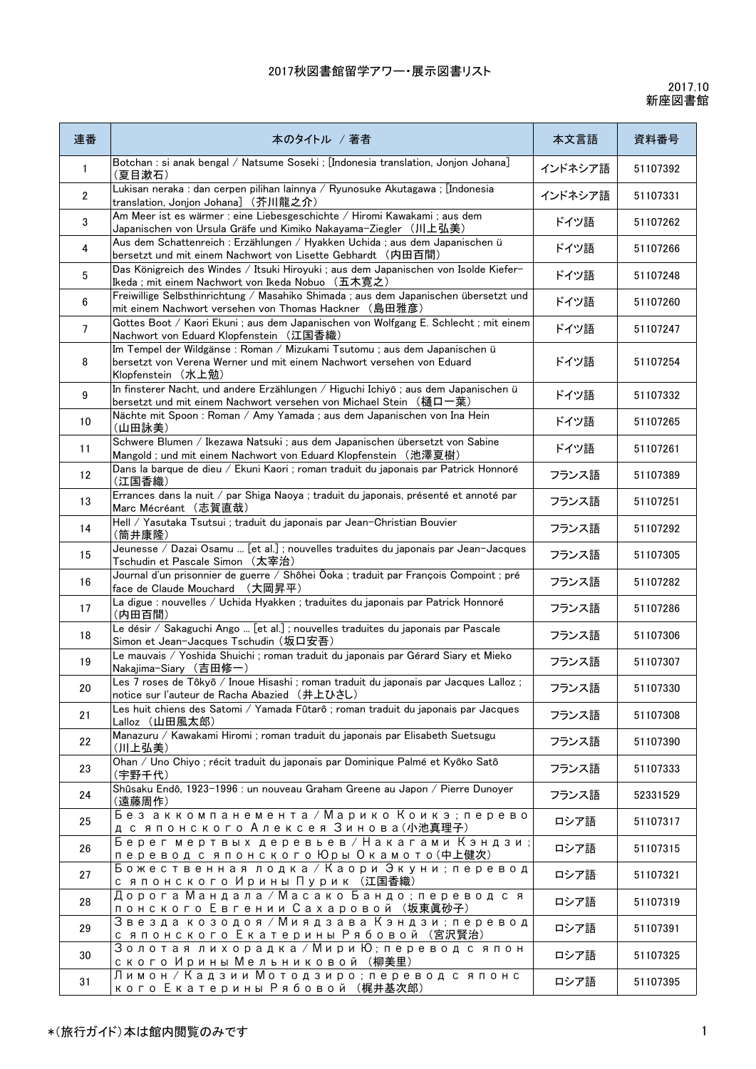# 2017秋図書館留学アワー・展示図書リスト

2017.10
新座図書館

| 連番 | 本のタイトル ／著者 | 本文言語 | 資料番号 |
| --- | --- | --- | --- |
| 1 | Botchan : si anak bengal / Natsume Soseki ; [Indonesia translation, Jonjon Johana] (夏目漱石) | インドネシア語 | 51107392 |
| 2 | Lukisan neraka : dan cerpen pilihan lainnya / Ryunosuke Akutagawa ; [Indonesia translation, Jonjon Johana] (芥川龍之介) | インドネシア語 | 51107331 |
| 3 | Am Meer ist es wärmer : eine Liebesgeschichte / Hiromi Kawakami ; aus dem Japanischen von Ursula Gräfe und Kimiko Nakayama-Ziegler (川上弘美) | ドイツ語 | 51107262 |
| 4 | Aus dem Schattenreich : Erzählungen / Hyakken Uchida ; aus dem Japanischen übersetzt und mit einem Nachwort von Lisette Gebhardt (内田百間) | ドイツ語 | 51107266 |
| 5 | Das Königreich des Windes / Itsuki Hiroyuki ; aus dem Japanischen von Isolde Kiefer-Ikeda ; mit einem Nachwort von Ikeda Nobuo (五木寛之) | ドイツ語 | 51107248 |
| 6 | Freiwillige Selbsthinrichtung / Masahiko Shimada ; aus dem Japanischen übersetzt und mit einem Nachwort versehen von Thomas Hackner (島田雅彦) | ドイツ語 | 51107260 |
| 7 | Gottes Boot / Kaori Ekuni ; aus dem Japanischen von Wolfgang E. Schlecht ; mit einem Nachwort von Eduard Klopfenstein (江国香織) | ドイツ語 | 51107247 |
| 8 | Im Tempel der Wildgänse : Roman / Mizukami Tsutomu ; aus dem Japanischen übersetzt von Verena Werner und mit einem Nachwort versehen von Eduard Klopfenstein (水上勉) | ドイツ語 | 51107254 |
| 9 | In finsterer Nacht, und andere Erzählungen / Higuchi Ichiyō ; aus dem Japanischen übersetzt und mit einem Nachwort versehen von Michael Stein (樋口一葉) | ドイツ語 | 51107332 |
| 10 | Nächte mit Spoon : Roman / Amy Yamada ; aus dem Japanischen von Ina Hein (山田詠美) | ドイツ語 | 51107265 |
| 11 | Schwere Blumen / Ikezawa Natsuki ; aus dem Japanischen übersetzt von Sabine Mangold ; und mit einem Nachwort von Eduard Klopfenstein (池澤夏樹) | ドイツ語 | 51107261 |
| 12 | Dans la barque de dieu / Ekuni Kaori ; roman traduit du japonais par Patrick Honnoré (江国香織) | フランス語 | 51107389 |
| 13 | Errances dans la nuit / par Shiga Naoya ; traduit du japonais, présenté et annoté par Marc Mécréant (志賀直哉) | フランス語 | 51107251 |
| 14 | Hell / Yasutaka Tsutsui ; traduit du japonais par Jean-Christian Bouvier (筒井康隆) | フランス語 | 51107292 |
| 15 | Jeunesse / Dazai Osamu ... [et al.] ; nouvelles traduites du japonais par Jean-Jacques Tschudin et Pascale Simon (太宰治) | フランス語 | 51107305 |
| 16 | Journal d'un prisonnier de guerre / Shôhei Ôoka ; traduit par François Compoint ; préface de Claude Mouchard (大岡昇平) | フランス語 | 51107282 |
| 17 | La digue : nouvelles / Uchida Hyakken ; traduites du japonais par Patrick Honnoré (内田百間) | フランス語 | 51107286 |
| 18 | Le désir / Sakaguchi Ango ... [et al.] ; nouvelles traduites du japonais par Pascale Simon et Jean-Jacques Tschudin (坂口安吾) | フランス語 | 51107306 |
| 19 | Le mauvais / Yoshida Shuichi ; roman traduit du japonais par Gérard Siary et Mieko Nakajima-Siary (吉田修一) | フランス語 | 51107307 |
| 20 | Les 7 roses de Tôkyô / Inoue Hisashi ; roman traduit du japonais par Jacques Lalloz ; notice sur l'auteur de Racha Abazied (井上ひさし) | フランス語 | 51107330 |
| 21 | Les huit chiens des Satomi / Yamada Fûtarô ; roman traduit du japonais par Jacques Lalloz (山田風太郎) | フランス語 | 51107308 |
| 22 | Manazuru / Kawakami Hiromi ; roman traduit du japonais par Elisabeth Suetsugu (川上弘美) | フランス語 | 51107390 |
| 23 | Ohan / Uno Chiyo ; récit traduit du japonais par Dominique Palmé et Kyôko Satô (宇野千代) | フランス語 | 51107333 |
| 24 | Shûsaku Endô, 1923-1996 : un nouveau Graham Greene au Japon / Pierre Dunoyer (遠藤周作) | フランス語 | 52331529 |
| 25 | Без аккомпанемента / Марико Коикэ ; перевод с японского Алексея Зинова (小池真理子) | ロシア語 | 51107317 |
| 26 | Берег мертвых деревьев / Накагами Кэндзи ; перевод с японского Юры Окамото (中上健次) | ロシア語 | 51107315 |
| 27 | Божественная лодка / Каори Экуни ; перевод с японского Ирины Пурик (江国香織) | ロシア語 | 51107321 |
| 28 | Дорога Мандала / Масако Бандо ; перевод с японского Евгении Сахаровой (坂東眞砂子) | ロシア語 | 51107319 |
| 29 | Звезда козодоя / Миядзава Кэндзи ; перевод с японского Екатерины Рябовой (宮沢賢治) | ロシア語 | 51107391 |
| 30 | Золотая лихорадка / Мири Ю ; перевод с японского Ирины Мельниковой (柳美里) | ロシア語 | 51107325 |
| 31 | Лимон / Кадзии Мотодзиро ; перевод с японского Екатерины Рябовой (梶井基次郎) | ロシア語 | 51107395 |

*(旅行ガイド)本は館内閲覧のみです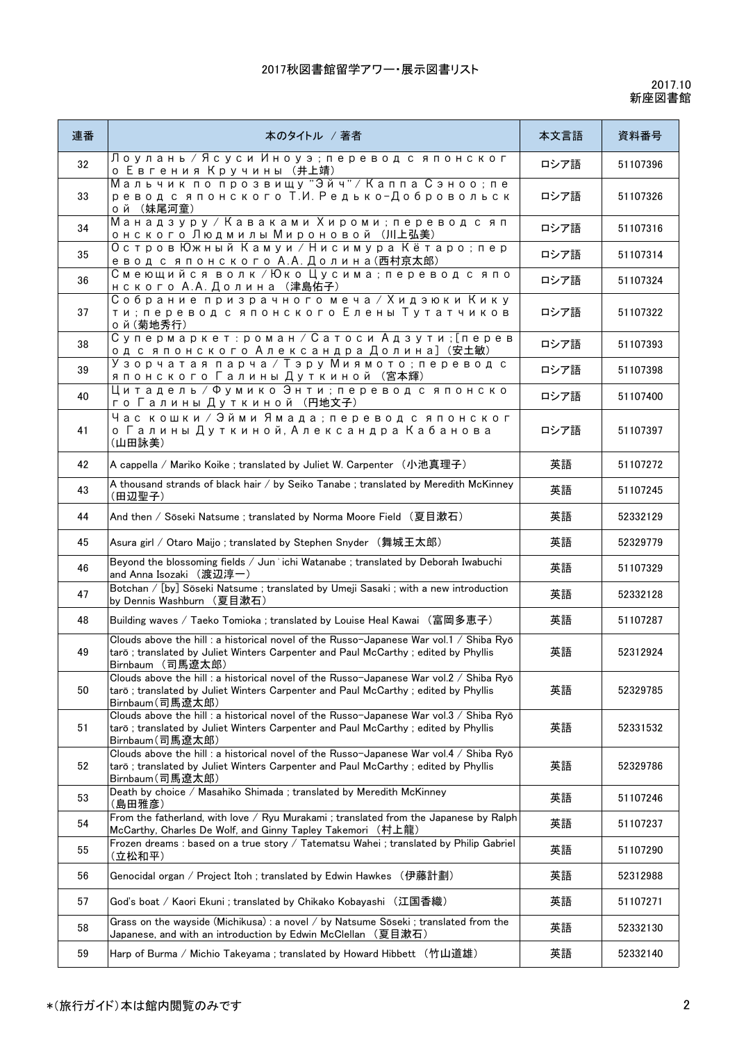# 2017秋図書館留学アワー・展示図書リスト

2017.10
新座図書館

| 連番 | 本のタイトル / 著者 | 本文言語 | 資料番号 |
|---|---|---|---|
| 32 | Лоулань / Ясуси Иноуэ ; перевод с японского Евгения Кручины (井上靖) | ロシア語 | 51107396 |
| 33 | Мальчик по прозвищу "Эйч" / Каппа Сэноо ; перевод с японского Т.И. Редько-Добровольской (妹尾河童) | ロシア語 | 51107326 |
| 34 | Манадзуру / Каваками Хироми ; перевод с японского Людмилы Мироновой (川上弘美) | ロシア語 | 51107316 |
| 35 | Остров Южный Камуи / Нисимура Кётаро ; перевод с японского А.А. Долина(西村京太郎) | ロシア語 | 51107314 |
| 36 | Смеющийся волк / Юко Цусима ; перевод с японского А.А. Долина (津島佑子) | ロシア語 | 51107324 |
| 37 | Собрание призрачного меча / Хидэюки Кикути ; перевод с японского Елены Тутатчиков ой(菊地秀行) | ロシア語 | 51107322 |
| 38 | Супермаркет : роман / Сатоси Адзути ;[перевод с японского Александра Долина] (安土敏) | ロシア語 | 51107393 |
| 39 | Узорчатая парча / Тэру Миямото ; перевод с японского Галины Дуткиной (宮本輝) | ロシア語 | 51107398 |
| 40 | Цитадель / Фумико Энти ; перевод с японского Галины Дуткиной (円地文子) | ロシア語 | 51107400 |
| 41 | Час кошки / Эйми Ямада ; перевод с японского Галины Дуткиной, Александра Кабанова (山田詠美) | ロシア語 | 51107397 |
| 42 | A cappella / Mariko Koike ; translated by Juliet W. Carpenter (小池真理子) | 英語 | 51107272 |
| 43 | A thousand strands of black hair / by Seiko Tanabe ; translated by Meredith McKinney (田辺聖子) | 英語 | 51107245 |
| 44 | And then / Sōseki Natsume ; translated by Norma Moore Field (夏目漱石) | 英語 | 52332129 |
| 45 | Asura girl / Otaro Maijo ; translated by Stephen Snyder (舞城王太郎) | 英語 | 52329779 |
| 46 | Beyond the blossoming fields / Jun'ichi Watanabe ; translated by Deborah Iwabuchi and Anna Isozaki (渡辺淳一) | 英語 | 51107329 |
| 47 | Botchan / [by] Sōseki Natsume ; translated by Umeji Sasaki ; with a new introduction by Dennis Washburn (夏目漱石) | 英語 | 52332128 |
| 48 | Building waves / Taeko Tomioka ; translated by Louise Heal Kawai (富岡多恵子) | 英語 | 51107287 |
| 49 | Clouds above the hill : a historical novel of the Russo-Japanese War vol.1 / Shiba Ryōtarō ; translated by Juliet Winters Carpenter and Paul McCarthy ; edited by Phyllis Birnbaum (司馬遼太郎) | 英語 | 52312924 |
| 50 | Clouds above the hill : a historical novel of the Russo-Japanese War vol.2 / Shiba Ryōtarō ; translated by Juliet Winters Carpenter and Paul McCarthy ; edited by Phyllis Birnbaum(司馬遼太郎) | 英語 | 52329785 |
| 51 | Clouds above the hill : a historical novel of the Russo-Japanese War vol.3 / Shiba Ryōtarō ; translated by Juliet Winters Carpenter and Paul McCarthy ; edited by Phyllis Birnbaum(司馬遼太郎) | 英語 | 52331532 |
| 52 | Clouds above the hill : a historical novel of the Russo-Japanese War vol.4 / Shiba Ryōtarō ; translated by Juliet Winters Carpenter and Paul McCarthy ; edited by Phyllis Birnbaum(司馬遼太郎) | 英語 | 52329786 |
| 53 | Death by choice / Masahiko Shimada ; translated by Meredith McKinney (島田雅彦) | 英語 | 51107246 |
| 54 | From the fatherland, with love / Ryu Murakami ; translated from the Japanese by Ralph McCarthy, Charles De Wolf, and Ginny Tapley Takemori (村上龍) | 英語 | 51107237 |
| 55 | Frozen dreams : based on a true story / Tatematsu Wahei ; translated by Philip Gabriel (立松和平) | 英語 | 51107290 |
| 56 | Genocidal organ / Project Itoh ; translated by Edwin Hawkes (伊藤計劃) | 英語 | 52312988 |
| 57 | God's boat / Kaori Ekuni ; translated by Chikako Kobayashi (江国香織) | 英語 | 51107271 |
| 58 | Grass on the wayside (Michikusa) : a novel / by Natsume Sōseki ; translated from the Japanese, and with an introduction by Edwin McClellan (夏目漱石) | 英語 | 52332130 |
| 59 | Harp of Burma / Michio Takeyama ; translated by Howard Hibbett (竹山道雄) | 英語 | 52332140 |

*(旅行ガイド)本は館内閲覧のみです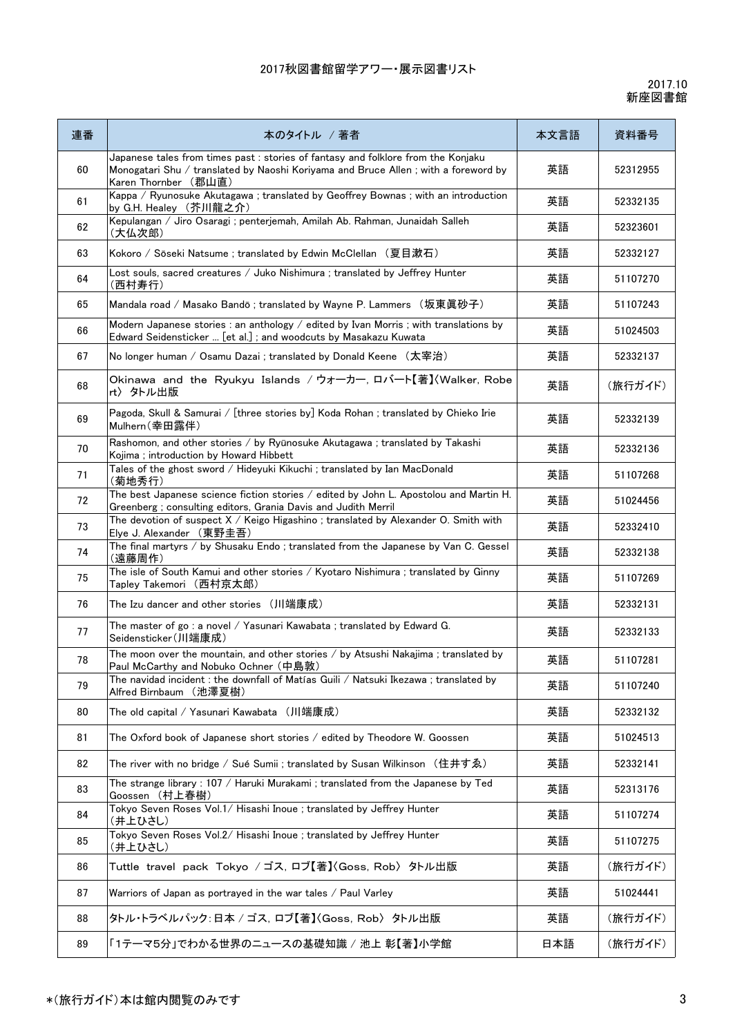# 2017秋図書館留学アワー・展示図書リスト

2017.10
新座図書館

| 連番 | 本のタイトル / 著者 | 本文言語 | 資料番号 |
|---|---|---|---|
| 60 | Japanese tales from times past : stories of fantasy and folklore from the Konjaku Monogatari Shu / translated by Naoshi Koriyama and Bruce Allen ; with a foreword by Karen Thornber （郡山直） | 英語 | 52312955 |
| 61 | Kappa / Ryunosuke Akutagawa ; translated by Geoffrey Bownas ; with an introduction by G.H. Healey （芥川龍之介） | 英語 | 52332135 |
| 62 | Kepulangan / Jiro Osaragi ; penterjemah, Amilah Ab. Rahman, Junaidah Salleh （大仏次郎） | 英語 | 52323601 |
| 63 | Kokoro / Sōseki Natsume ; translated by Edwin McClellan （夏目漱石） | 英語 | 52332127 |
| 64 | Lost souls, sacred creatures / Juko Nishimura ; translated by Jeffrey Hunter （西村寿行） | 英語 | 51107270 |
| 65 | Mandala road / Masako Bandō ; translated by Wayne P. Lammers （坂東眞砂子） | 英語 | 51107243 |
| 66 | Modern Japanese stories : an anthology / edited by Ivan Morris ; with translations by Edward Seidensticker ... [et al.] ; and woodcuts by Masakazu Kuwata | 英語 | 51024503 |
| 67 | No longer human / Osamu Dazai ; translated by Donald Keene （太宰治） | 英語 | 52332137 |
| 68 | Okinawa and the Ryukyu Islands / ウォーカー, ロバート【著】〈Walker, Robert〉 タトル出版 | 英語 | （旅行ガイド） |
| 69 | Pagoda, Skull & Samurai / [three stories by] Koda Rohan ; translated by Chieko Irie Mulhern（幸田露伴） | 英語 | 52332139 |
| 70 | Rashomon, and other stories / by Ryūnosuke Akutagawa ; translated by Takashi Kojima ; introduction by Howard Hibbett | 英語 | 52332136 |
| 71 | Tales of the ghost sword / Hideyuki Kikuchi ; translated by Ian MacDonald （菊地秀行） | 英語 | 51107268 |
| 72 | The best Japanese science fiction stories / edited by John L. Apostolou and Martin H. Greenberg ; consulting editors, Grania Davis and Judith Merril | 英語 | 51024456 |
| 73 | The devotion of suspect X / Keigo Higashino ; translated by Alexander O. Smith with Elye J. Alexander （東野圭吾） | 英語 | 52332410 |
| 74 | The final martyrs / by Shusaku Endo ; translated from the Japanese by Van C. Gessel （遠藤周作） | 英語 | 52332138 |
| 75 | The isle of South Kamui and other stories / Kyotaro Nishimura ; translated by Ginny Tapley Takemori （西村京太郎） | 英語 | 51107269 |
| 76 | The Izu dancer and other stories （川端康成） | 英語 | 52332131 |
| 77 | The master of go : a novel / Yasunari Kawabata ; translated by Edward G. Seidensticker（川端康成） | 英語 | 52332133 |
| 78 | The moon over the mountain, and other stories / by Atsushi Nakajima ; translated by Paul McCarthy and Nobuko Ochner（中島敦） | 英語 | 51107281 |
| 79 | The navidad incident : the downfall of Matías Guili / Natsuki Ikezawa ; translated by Alfred Birnbaum （池澤夏樹） | 英語 | 51107240 |
| 80 | The old capital / Yasunari Kawabata （川端康成） | 英語 | 52332132 |
| 81 | The Oxford book of Japanese short stories / edited by Theodore W. Goossen | 英語 | 51024513 |
| 82 | The river with no bridge / Sué Sumii ; translated by Susan Wilkinson （住井すゑ） | 英語 | 52332141 |
| 83 | The strange library : 107 / Haruki Murakami ; translated from the Japanese by Ted Goossen （村上春樹） | 英語 | 52313176 |
| 84 | Tokyo Seven Roses Vol.1/ Hisashi Inoue ; translated by Jeffrey Hunter （井上ひさし） | 英語 | 51107274 |
| 85 | Tokyo Seven Roses Vol.2/ Hisashi Inoue ; translated by Jeffrey Hunter （井上ひさし） | 英語 | 51107275 |
| 86 | Tuttle travel pack Tokyo / ゴス, ロブ【著】〈Goss, Rob〉 タトル出版 | 英語 | （旅行ガイド） |
| 87 | Warriors of Japan as portrayed in the war tales / Paul Varley | 英語 | 51024441 |
| 88 | タトル・トラベルパック：日本 / ゴス, ロブ【著】〈Goss, Rob〉 タトル出版 | 英語 | （旅行ガイド） |
| 89 | 「1テーマ5分」でわかる世界のニュースの基礎知識 / 池上 彰【著】小学館 | 日本語 | （旅行ガイド） |

*（旅行ガイド）本は館内閲覧のみです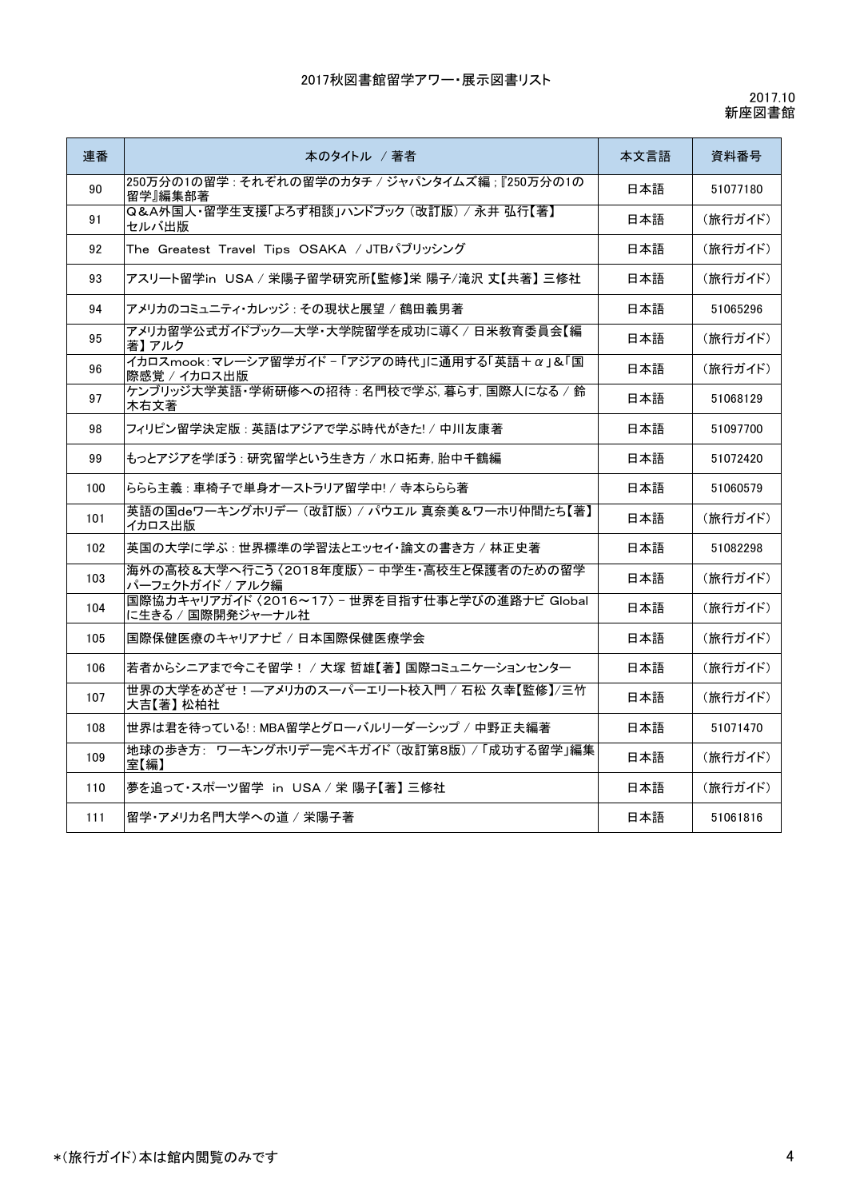2017秋図書館留学アワー・展示図書リスト

2017.10
新座図書館

| 連番 | 本のタイトル / 著者 | 本文言語 | 資料番号 |
| --- | --- | --- | --- |
| 90 | 250万分の1の留学 : それぞれの留学のカタチ / ジャパンタイムズ編 ; 『250万分の1の留学』編集部著 | 日本語 | 51077180 |
| 91 | Q&A外国人・留学生支援「よろず相談」ハンドブック (改訂版) / 永井 弘行【著】セルバ出版 | 日本語 | (旅行ガイド) |
| 92 | The Greatest Travel Tips OSAKA / JTBパブリッシング | 日本語 | (旅行ガイド) |
| 93 | アスリート留学in USA / 栄陽子留学研究所【監修】栄 陽子/滝沢 丈【共著】三修社 | 日本語 | (旅行ガイド) |
| 94 | アメリカのコミュニティ・カレッジ : その現状と展望 / 鶴田義男著 | 日本語 | 51065296 |
| 95 | アメリカ留学公式ガイドブック―大学・大学院留学を成功に導く / 日米教育委員会【編著】アルク | 日本語 | (旅行ガイド) |
| 96 | イカロスmook:マレーシア留学ガイド -「アジアの時代」に通用する「英語+α」&「国際感覚 / イカロス出版 | 日本語 | (旅行ガイド) |
| 97 | ケンブリッジ大学英語・学術研修への招待 : 名門校で学ぶ, 暮らす, 国際人になる / 鈴木右文著 | 日本語 | 51068129 |
| 98 | フィリピン留学決定版 : 英語はアジアで学ぶ時代がきた! / 中川友康著 | 日本語 | 51097700 |
| 99 | もっとアジアを学ぼう : 研究留学という生き方 / 水口拓寿, 胎中千鶴編 | 日本語 | 51072420 |
| 100 | ららら主義 : 車椅子で単身オーストラリア留学中! / 寺本ららら著 | 日本語 | 51060579 |
| 101 | 英語の国deワーキングホリデー (改訂版) / パウエル 真奈美&ワーホリ仲間たち【著】イカロス出版 | 日本語 | (旅行ガイド) |
| 102 | 英国の大学に学ぶ : 世界標準の学習法とエッセイ・論文の書き方 / 林正史著 | 日本語 | 51082298 |
| 103 | 海外の高校&大学へ行こう〈2018年度版〉- 中学生・高校生と保護者のための留学パーフェクトガイド / アルク編 | 日本語 | (旅行ガイド) |
| 104 | 国際協力キャリアガイド〈2016～17〉- 世界を目指す仕事と学びの進路ナビ Globalに生きる / 国際開発ジャーナル社 | 日本語 | (旅行ガイド) |
| 105 | 国際保健医療のキャリアナビ / 日本国際保健医療学会 | 日本語 | (旅行ガイド) |
| 106 | 若者からシニアまで今こそ留学! / 大塚 哲雄【著】国際コミュニケーションセンター | 日本語 | (旅行ガイド) |
| 107 | 世界の大学をめざせ!―アメリカのスーパーエリート校入門 / 石松 久幸【監修】/三竹大吉【著】松柏社 | 日本語 | (旅行ガイド) |
| 108 | 世界は君を待っている! : MBA留学とグローバルリーダーシップ / 中野正夫編著 | 日本語 | 51071470 |
| 109 | 地球の歩き方: ワーキングホリデー完ペキガイド (改訂第8版) /「成功する留学」編集室【編】 | 日本語 | (旅行ガイド) |
| 110 | 夢を追って・スポーツ留学 in USA / 栄 陽子【著】三修社 | 日本語 | (旅行ガイド) |
| 111 | 留学・アメリカ名門大学への道 / 栄陽子著 | 日本語 | 51061816 |

*(旅行ガイド)本は館内閲覧のみです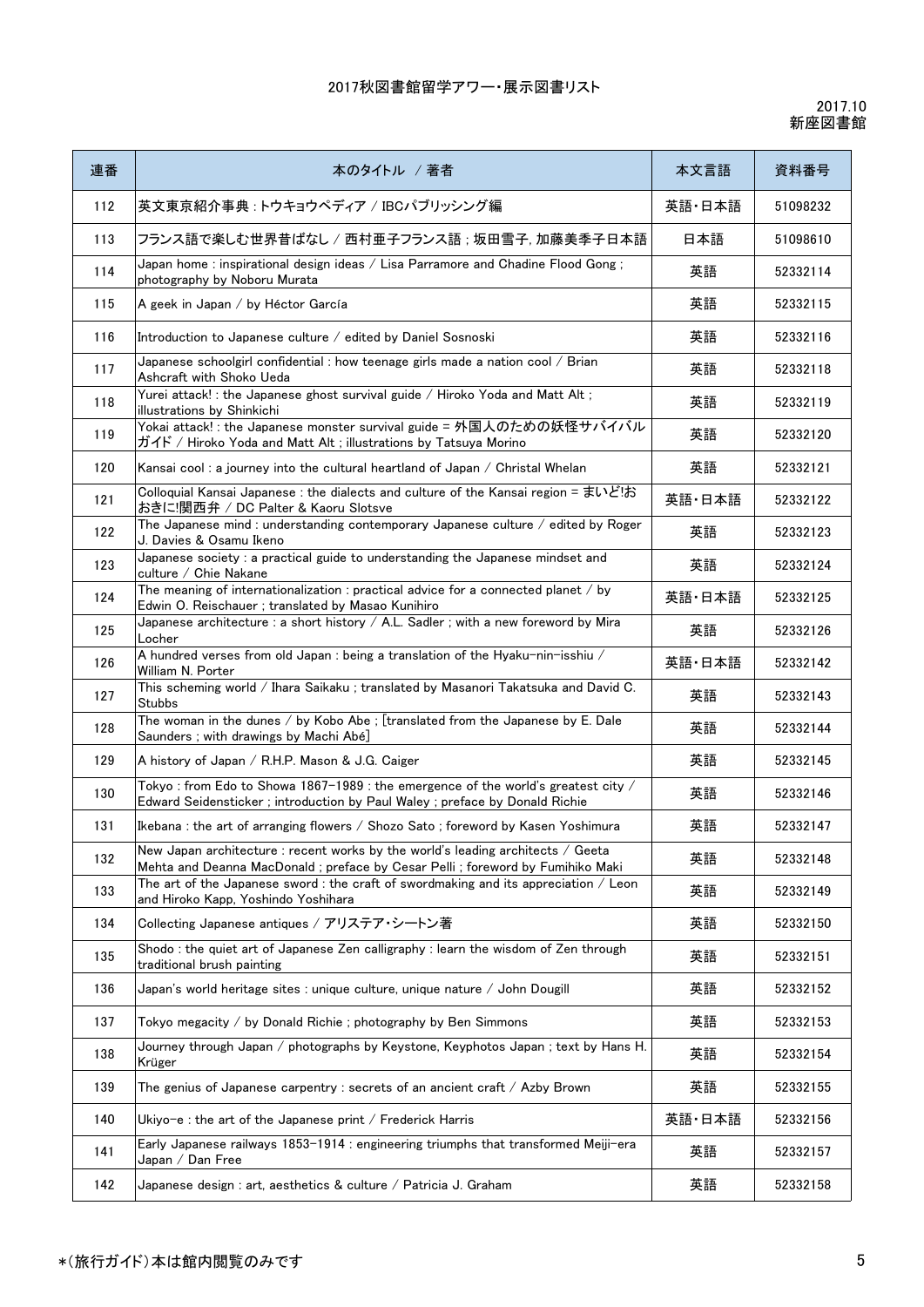2017秋図書館留学アワー・展示図書リスト

2017.10
新座図書館

| 連番 | 本のタイトル / 著者 | 本文言語 | 資料番号 |
|---|---|---|---|
| 112 | 英文東京紹介事典 : トウキョウペディア / IBCパブリッシング編 | 英語・日本語 | 51098232 |
| 113 | フランス語で楽しむ世界昔ばなし / 西村亜子フランス語 ; 坂田雪子, 加藤美季子日本語 | 日本語 | 51098610 |
| 114 | Japan home : inspirational design ideas / Lisa Parramore and Chadine Flood Gong ; photography by Noboru Murata | 英語 | 52332114 |
| 115 | A geek in Japan / by Héctor García | 英語 | 52332115 |
| 116 | Introduction to Japanese culture / edited by Daniel Sosnoski | 英語 | 52332116 |
| 117 | Japanese schoolgirl confidential : how teenage girls made a nation cool / Brian Ashcraft with Shoko Ueda | 英語 | 52332118 |
| 118 | Yurei attack! : the Japanese ghost survival guide / Hiroko Yoda and Matt Alt ; illustrations by Shinkichi | 英語 | 52332119 |
| 119 | Yokai attack! : the Japanese monster survival guide = 外国人のための妖怪サバイバルガイド / Hiroko Yoda and Matt Alt ; illustrations by Tatsuya Morino | 英語 | 52332120 |
| 120 | Kansai cool : a journey into the cultural heartland of Japan / Christal Whelan | 英語 | 52332121 |
| 121 | Colloquial Kansai Japanese : the dialects and culture of the Kansai region = まいど!おおきに!関西弁 / DC Palter & Kaoru Slotsve | 英語・日本語 | 52332122 |
| 122 | The Japanese mind : understanding contemporary Japanese culture / edited by Roger J. Davies & Osamu Ikeno | 英語 | 52332123 |
| 123 | Japanese society : a practical guide to understanding the Japanese mindset and culture / Chie Nakane | 英語 | 52332124 |
| 124 | The meaning of internationalization : practical advice for a connected planet / by Edwin O. Reischauer ; translated by Masao Kunihiro | 英語・日本語 | 52332125 |
| 125 | Japanese architecture : a short history / A.L. Sadler ; with a new foreword by Mira Locher | 英語 | 52332126 |
| 126 | A hundred verses from old Japan : being a translation of the Hyaku-nin-isshiu / William N. Porter | 英語・日本語 | 52332142 |
| 127 | This scheming world / Ihara Saikaku ; translated by Masanori Takatsuka and David C. Stubbs | 英語 | 52332143 |
| 128 | The woman in the dunes / by Kobo Abe ; [translated from the Japanese by E. Dale Saunders ; with drawings by Machi Abé] | 英語 | 52332144 |
| 129 | A history of Japan / R.H.P. Mason & J.G. Caiger | 英語 | 52332145 |
| 130 | Tokyo : from Edo to Showa 1867-1989 : the emergence of the world's greatest city / Edward Seidensticker ; introduction by Paul Waley ; preface by Donald Richie | 英語 | 52332146 |
| 131 | Ikebana : the art of arranging flowers / Shozo Sato ; foreword by Kasen Yoshimura | 英語 | 52332147 |
| 132 | New Japan architecture : recent works by the world's leading architects / Geeta Mehta and Deanna MacDonald ; preface by Cesar Pelli ; foreword by Fumihiko Maki | 英語 | 52332148 |
| 133 | The art of the Japanese sword : the craft of swordmaking and its appreciation / Leon and Hiroko Kapp, Yoshindo Yoshihara | 英語 | 52332149 |
| 134 | Collecting Japanese antiques / アリステア・シートン著 | 英語 | 52332150 |
| 135 | Shodo : the quiet art of Japanese Zen calligraphy : learn the wisdom of Zen through traditional brush painting | 英語 | 52332151 |
| 136 | Japan's world heritage sites : unique culture, unique nature / John Dougill | 英語 | 52332152 |
| 137 | Tokyo megacity / by Donald Richie ; photography by Ben Simmons | 英語 | 52332153 |
| 138 | Journey through Japan / photographs by Keystone, Keyphotos Japan ; text by Hans H. Krüger | 英語 | 52332154 |
| 139 | The genius of Japanese carpentry : secrets of an ancient craft / Azby Brown | 英語 | 52332155 |
| 140 | Ukiyo-e : the art of the Japanese print / Frederick Harris | 英語・日本語 | 52332156 |
| 141 | Early Japanese railways 1853-1914 : engineering triumphs that transformed Meiji-era Japan / Dan Free | 英語 | 52332157 |
| 142 | Japanese design : art, aesthetics & culture / Patricia J. Graham | 英語 | 52332158 |

*(旅行ガイド)本は館内閲覧のみです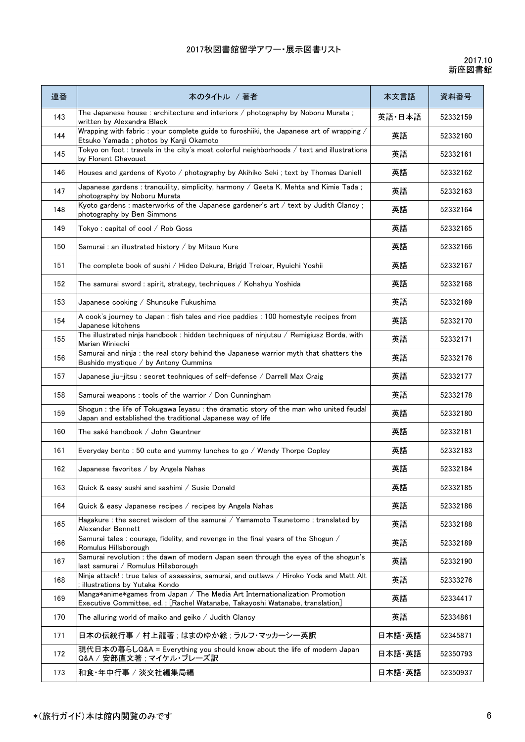# 2017秋図書館留学アワー・展示図書リスト

2017.10
新座図書館

| 連番 | 本のタイトル ／著者 | 本文言語 | 資料番号 |
|---|---|---|---|
| 143 | The Japanese house : architecture and interiors / photography by Noboru Murata ; written by Alexandra Black | 英語・日本語 | 52332159 |
| 144 | Wrapping with fabric : your complete guide to furoshiiki, the Japanese art of wrapping / Etsuko Yamada ; photos by Kanji Okamoto | 英語 | 52332160 |
| 145 | Tokyo on foot : travels in the city's most colorful neighborhoods / text and illustrations by Florent Chavouet | 英語 | 52332161 |
| 146 | Houses and gardens of Kyoto / photography by Akihiko Seki ; text by Thomas Daniell | 英語 | 52332162 |
| 147 | Japanese gardens : tranquility, simplicity, harmony / Geeta K. Mehta and Kimie Tada ; photography by Noboru Murata | 英語 | 52332163 |
| 148 | Kyoto gardens : masterworks of the Japanese gardener's art / text by Judith Clancy ; photography by Ben Simmons | 英語 | 52332164 |
| 149 | Tokyo : capital of cool / Rob Goss | 英語 | 52332165 |
| 150 | Samurai : an illustrated history / by Mitsuo Kure | 英語 | 52332166 |
| 151 | The complete book of sushi / Hideo Dekura, Brigid Treloar, Ryuichi Yoshii | 英語 | 52332167 |
| 152 | The samurai sword : spirit, strategy, techniques / Kohshyu Yoshida | 英語 | 52332168 |
| 153 | Japanese cooking / Shunsuke Fukushima | 英語 | 52332169 |
| 154 | A cook's journey to Japan : fish tales and rice paddies : 100 homestyle recipes from Japanese kitchens | 英語 | 52332170 |
| 155 | The illustrated ninja handbook : hidden techniques of ninjutsu / Remigiusz Borda, with Marian Winiecki | 英語 | 52332171 |
| 156 | Samurai and ninja : the real story behind the Japanese warrior myth that shatters the Bushido mystique / by Antony Cummins | 英語 | 52332176 |
| 157 | Japanese jiu-jitsu : secret techniques of self-defense / Darrell Max Craig | 英語 | 52332177 |
| 158 | Samurai weapons : tools of the warrior / Don Cunningham | 英語 | 52332178 |
| 159 | Shogun : the life of Tokugawa Ieyasu : the dramatic story of the man who united feudal Japan and established the traditional Japanese way of life | 英語 | 52332180 |
| 160 | The saké handbook / John Gauntner | 英語 | 52332181 |
| 161 | Everyday bento : 50 cute and yummy lunches to go / Wendy Thorpe Copley | 英語 | 52332183 |
| 162 | Japanese favorites / by Angela Nahas | 英語 | 52332184 |
| 163 | Quick & easy sushi and sashimi / Susie Donald | 英語 | 52332185 |
| 164 | Quick & easy Japanese recipes / recipes by Angela Nahas | 英語 | 52332186 |
| 165 | Hagakure : the secret wisdom of the samurai / Yamamoto Tsunetomo ; translated by Alexander Bennett | 英語 | 52332188 |
| 166 | Samurai tales : courage, fidelity, and revenge in the final years of the Shogun / Romulus Hillsborough | 英語 | 52332189 |
| 167 | Samurai revolution : the dawn of modern Japan seen through the eyes of the shogun's last samurai / Romulus Hillsborough | 英語 | 52332190 |
| 168 | Ninja attack! : true tales of assassins, samurai, and outlaws / Hiroko Yoda and Matt Alt ; illustrations by Yutaka Kondo | 英語 | 52333276 |
| 169 | Manga*anime*games from Japan / The Media Art Internationalization Promotion Executive Committee, ed. ; [Rachel Watanabe, Takayoshi Watanabe, translation] | 英語 | 52334417 |
| 170 | The alluring world of maiko and geiko / Judith Clancy | 英語 | 52334861 |
| 171 | 日本の伝統行事 / 村上龍著 ; はまのゆか絵 ; ラルフ・マッカーシー英訳 | 日本語・英語 | 52345871 |
| 172 | 現代日本の暮らしQ&A = Everything you should know about the life of modern Japan Q&A / 安部直文著 ; マイケル・ブレーズ訳 | 日本語・英語 | 52350793 |
| 173 | 和食・年中行事 / 淡交社編集局編 | 日本語・英語 | 52350937 |

*(旅行ガイド)本は館内閲覧のみです